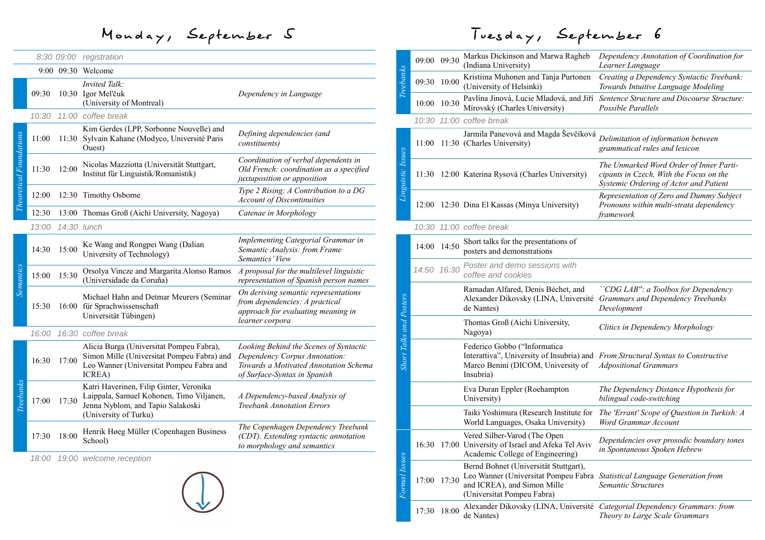# Monday, September 5

| Session | Start | End | Speakers | Title |
|---|---|---|---|---|
| | 8:30 | 09:00 | *registration* | |
| | 9:00 | 09:30 | Welcome | |
| | 09:30 | 10:30 | *Invited Talk:* Igor Mel'čuk (University of Montreal) | *Dependency in Language* |
| | 10:30 | 11:00 | *coffee break* | |
| *Theoretical Foundations* | 11:00 | 11:30 | Kim Gerdes (LPP, Sorbonne Nouvelle) and Sylvain Kahane (Modyco, Université Paris Ouest) | *Defining dependencies (and constituents)* |
| *Theoretical Foundations* | 11:30 | 12:00 | Nicolas Mazziotta (Universität Stuttgart, Institut für Linguistik/Romanistik) | *Coordination of verbal dependents in Old French: coordination as a specified juxtaposition or apposition* |
| *Theoretical Foundations* | 12:00 | 12:30 | Timothy Osborne | *Type 2 Rising: A Contribution to a DG Account of Discontinuities* |
| *Theoretical Foundations* | 12:30 | 13:00 | Thomas Groß (Aichi University, Nagoya) | *Catenae in Morphology* |
| | 13:00 | 14:30 | *lunch* | |
| *Semantics* | 14:30 | 15:00 | Ke Wang and Rongpei Wang (Dalian University of Technology) | *Implementing Categorial Grammar in Semantic Analysis: from Frame Semantics' View* |
| *Semantics* | 15:00 | 15:30 | Orsolya Vincze and Margarita Alonso Ramos (Universidade da Coruña) | *A proposal for the multilevel linguistic representation of Spanish person names* |
| *Semantics* | 15:30 | 16:00 | Michael Hahn and Detmar Meurers (Seminar für Sprachwissenschaft Universität Tübingen) | *On deriving semantic representations from dependencies: A practical approach for evaluating meaning in learner corpora* |
| | 16:00 | 16:30 | *coffee break* | |
| *Treebanks* | 16:30 | 17:00 | Alicia Burga (Universitat Pompeu Fabra), Simon Mille (Universitat Pompeu Fabra) and Leo Wanner (Universitat Pompeu Fabra and ICREA) | *Looking Behind the Scenes of Syntactic Dependency Corpus Annotation: Towards a Motivated Annotation Schema of Surface-Syntax in Spanish* |
| *Treebanks* | 17:00 | 17:30 | Katri Haverinen, Filip Ginter, Veronika Laippala, Samuel Kohonen, Timo Viljanen, Jenna Nyblom, and Tapio Salakoski (University of Turku) | *A Dependency-based Analysis of Treebank Annotation Errors* |
| *Treebanks* | 17:30 | 18:00 | Henrik Høeg Müller (Copenhagen Business School) | *The Copenhagen Dependency Treebank (CDT). Extending syntactic annotation to morphology and semantics* |
| | 18:00 | 19:00 | *welcome reception* | |

# Tuesday, September 6

| Session | Start | End | Speakers | Title |
|---|---|---|---|---|
| *Treebanks* | 09:00 | 09:30 | Markus Dickinson and Marwa Ragheb (Indiana University) | *Dependency Annotation of Coordination for Learner Language* |
| *Treebanks* | 09:30 | 10:00 | Kristiina Muhonen and Tanja Purtonen (University of Helsinki) | *Creating a Dependency Syntactic Treebank: Towards Intuitive Language Modeling* |
| *Treebanks* | 10:00 | 10:30 | Pavlína Jínová, Lucie Mladová, and Jiří Mírovský (Charles University) | *Sentence Structure and Discourse Structure: Possible Parallels* |
| | 10:30 | 11:00 | *coffee break* | |
| *Linguistic Issues* | 11:00 | 11:30 | Jarmila Panevová and Magda Ševčíková (Charles University) | *Delimitation of information between grammatical rules and lexicon* |
| *Linguistic Issues* | 11:30 | 12:00 | Katerina Rysová (Charles University) | *The Unmarked Word Order of Inner Participants in Czech, With the Focus on the Systemic Ordering of Actor and Patient* |
| *Linguistic Issues* | 12:00 | 12:30 | Dina El Kassas (Minya University) | *Representation of Zero and Dummy Subject Pronouns within multi-strata dependency framework* |
| | 10:30 | 11:00 | *coffee break* | |
| *Short Talks and Posters* | 14:00 | 14:50 | Short talks for the presentations of posters and demonstrations | |
| *Short Talks and Posters* | 14:50 | 16:30 | *Poster and demo sessions with coffee and cookies* | |
| *Short Talks and Posters* | | | Ramadan Alfared, Denis Béchet, and Alexander Dikovsky (LINA, Université de Nantes) | *``CDG LAB'': a Toolbox for Dependency Grammars and Dependency Treebanks Development* |
| *Short Talks and Posters* | | | Thomas Groß (Aichi University, Nagoya) | *Clitics in Dependency Morphology* |
| *Short Talks and Posters* | | | Federico Gobbo ("Informatica Interattiva", University of Insubria) and Marco Benini (DICOM, University of Insubria) | *From Structural Syntax to Constructive Adpositional Grammars* |
| *Short Talks and Posters* | | | Eva Duran Eppler (Roehampton University) | *The Dependency Distance Hypothesis for bilingual code-switching* |
| *Short Talks and Posters* | | | Taiki Yoshimura (Research Institute for World Languages, Osaka University) | *The 'Errant' Scope of Question in Turkish: A Word Grammar Account* |
| *Formal Issues* | 16:30 | 17:00 | Vered Silber-Varod (The Open University of Israel and Afeka Tel Aviv Academic College of Engineering) | *Dependencies over prosodic boundary tones in Spontaneous Spoken Hebrew* |
| *Formal Issues* | 17:00 | 17:30 | Bernd Bohnet (Universität Stuttgart), Leo Wanner (Universitat Pompeu Fabra and ICREA), and Simon Mille (Universitat Pompeu Fabra) | *Statistical Language Generation from Semantic Structures* |
| *Formal Issues* | 17:30 | 18:00 | Alexander Dikovsky (LINA, Université de Nantes) | *Categorial Dependency Grammars: from Theory to Large Scale Grammars* |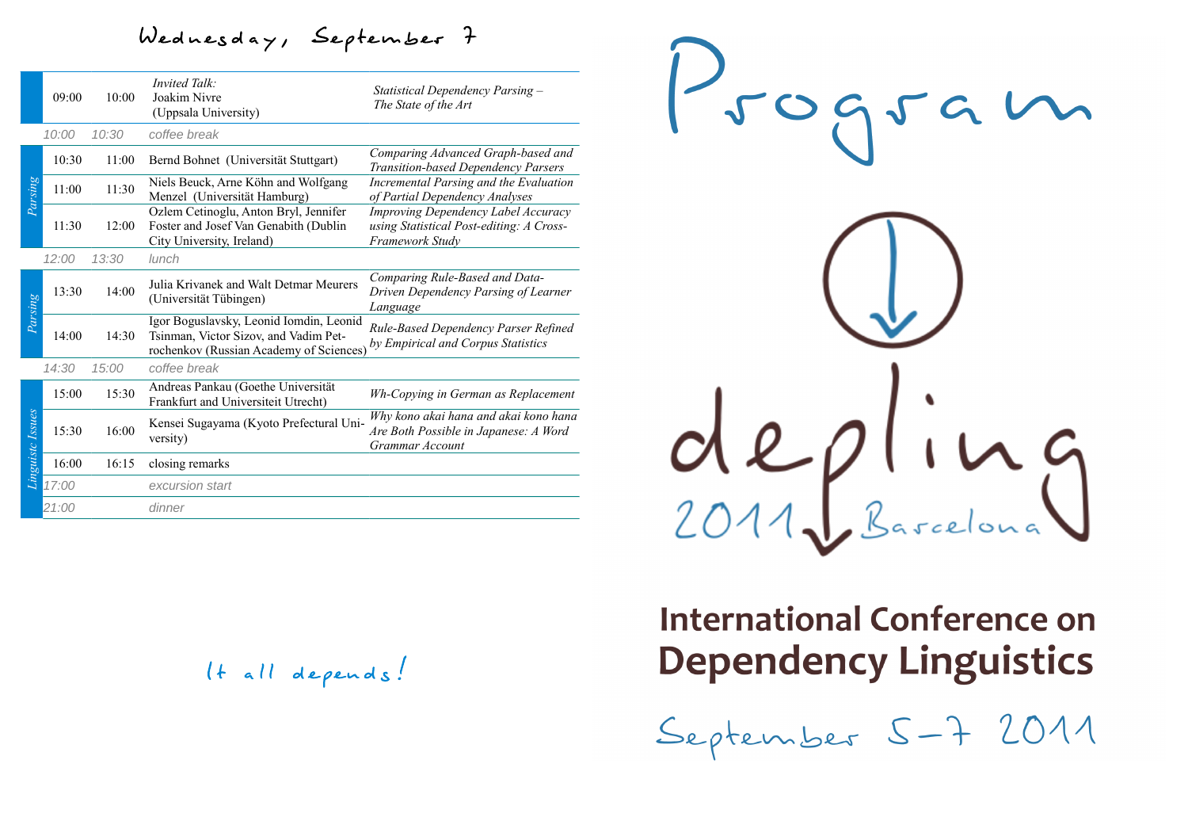## Wednesday, September 7

| | | | | |
|---|---|---|---|---|
| | 09:00 | 10:00 | *Invited Talk:* Joakim Nivre (Uppsala University) | *Statistical Dependency Parsing – The State of the Art* |
| | *10:00* | *10:30* | *coffee break* | |
| *Parsing* | 10:30 | 11:00 | Bernd Bohnet (Universität Stuttgart) | *Comparing Advanced Graph-based and Transition-based Dependency Parsers* |
| *Parsing* | 11:00 | 11:30 | Niels Beuck, Arne Köhn and Wolfgang Menzel (Universität Hamburg) | *Incremental Parsing and the Evaluation of Partial Dependency Analyses* |
| *Parsing* | 11:30 | 12:00 | Ozlem Cetinoglu, Anton Bryl, Jennifer Foster and Josef Van Genabith (Dublin City University, Ireland) | *Improving Dependency Label Accuracy using Statistical Post-editing: A Cross-Framework Study* |
| | *12:00* | *13:30* | *lunch* | |
| *Parsing* | 13:30 | 14:00 | Julia Krivanek and Walt Detmar Meurers (Universität Tübingen) | *Comparing Rule-Based and Data-Driven Dependency Parsing of Learner Language* |
| *Parsing* | 14:00 | 14:30 | Igor Boguslavsky, Leonid Iomdin, Leonid Tsinman, Victor Sizov, and Vadim Petrochenkov (Russian Academy of Sciences) | *Rule-Based Dependency Parser Refined by Empirical and Corpus Statistics* |
| | *14:30* | *15:00* | *coffee break* | |
| *Linguistic Issues* | 15:00 | 15:30 | Andreas Pankau (Goethe Universität Frankfurt and Universiteit Utrecht) | *Wh-Copying in German as Replacement* |
| *Linguistic Issues* | 15:30 | 16:00 | Kensei Sugayama (Kyoto Prefectural University) | *Why kono akai hana and akai kono hana Are Both Possible in Japanese: A Word Grammar Account* |
| *Linguistic Issues* | 16:00 | 16:15 | closing remarks | |
| *Linguistic Issues* | *17:00* | | *excursion start* | |
| *Linguistic Issues* | *21:00* | | *dinner* | |

It all depends!

# Program

depling 2011 Barcelona

## International Conference on Dependency Linguistics

September 5–7 2011